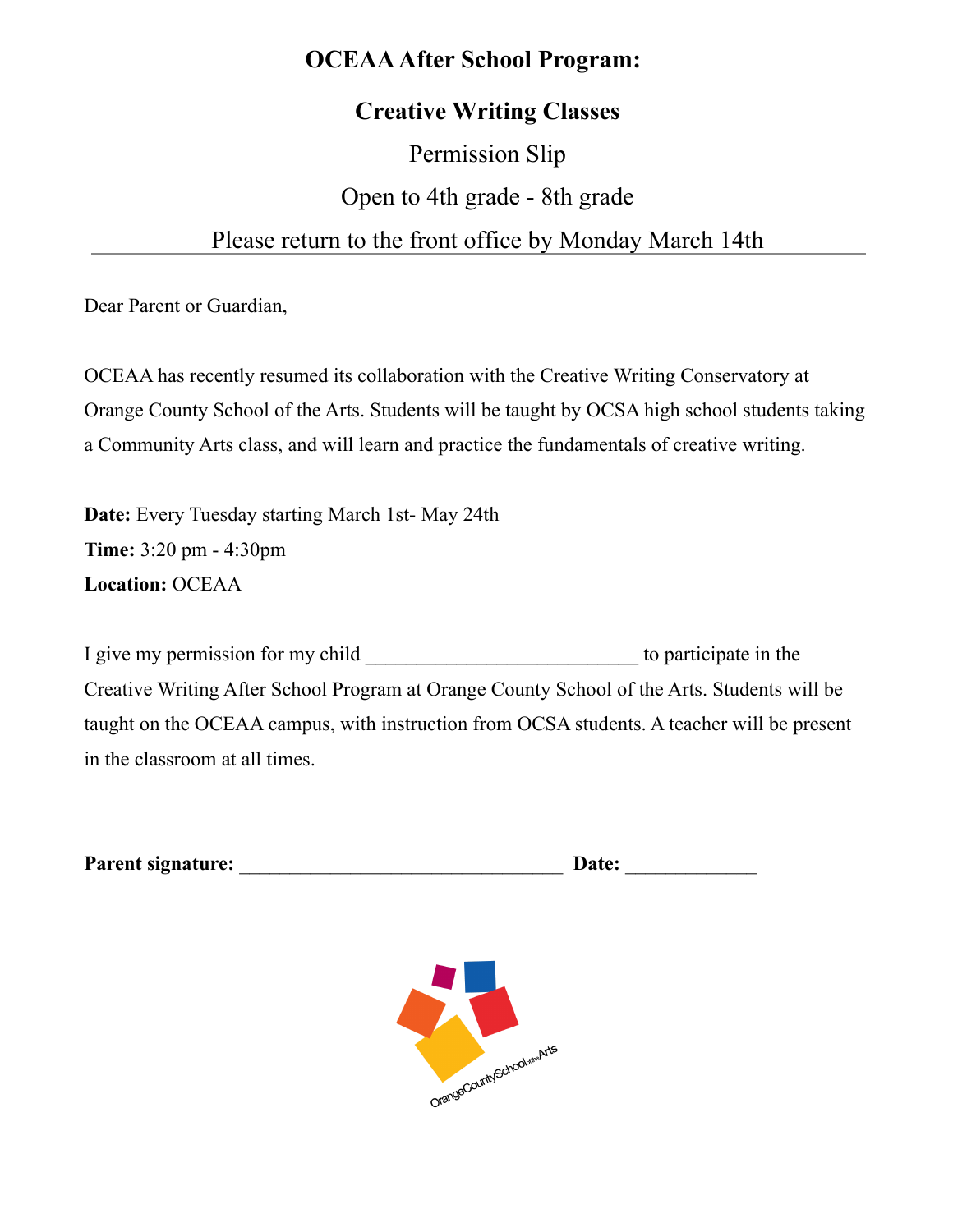# OCEAA After School Program:

## Creative Writing Classes

Permission Slip

Open to 4th grade - 8th grade

Please return to the front office by Monday March 14th

---

Dear Parent or Guardian,

OCEAA has recently resumed its collaboration with the Creative Writing Conservatory at Orange County School of the Arts. Students will be taught by OCSA high school students taking a Community Arts class, and will learn and practice the fundamentals of creative writing.

**Date:** Every Tuesday starting March 1st- May 24th
**Time:** 3:20 pm - 4:30pm
**Location:** OCEAA

I give my permission for my child ___________________________ to participate in the Creative Writing After School Program at Orange County School of the Arts. Students will be taught on the OCEAA campus, with instruction from OCSA students. A teacher will be present in the classroom at all times.

**Parent signature:** ________________________________ **Date:** _____________

OrangeCountySchooloftheArts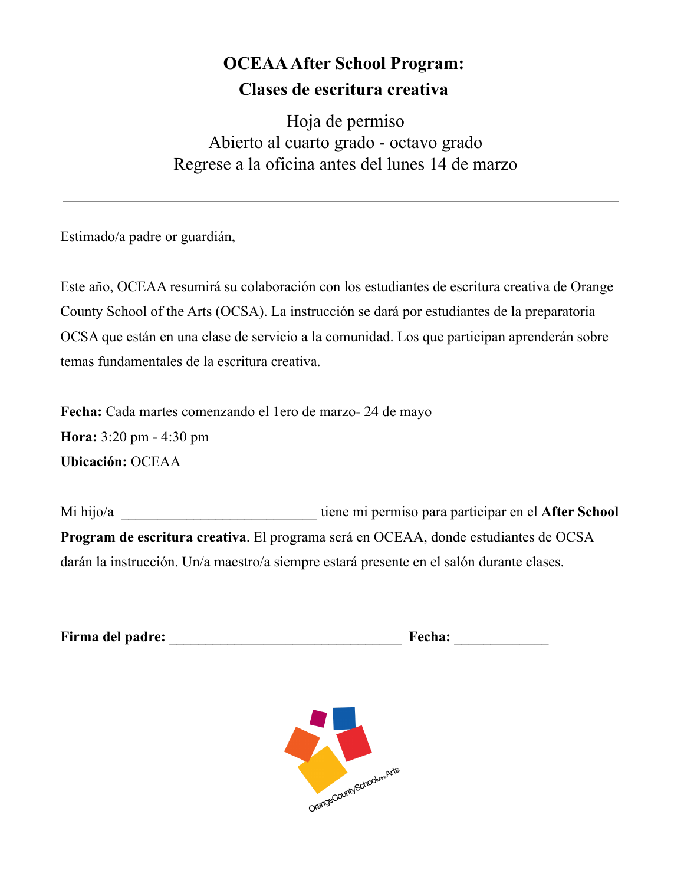# OCEAA After School Program:
# Clases de escritura creativa

Hoja de permiso
Abierto al cuarto grado - octavo grado
Regrese a la oficina antes del lunes 14 de marzo

---

Estimado/a padre or guardián,

Este año, OCEAA resumirá su colaboración con los estudiantes de escritura creativa de Orange County School of the Arts (OCSA). La instrucción se dará por estudiantes de la preparatoria OCSA que están en una clase de servicio a la comunidad. Los que participan aprenderán sobre temas fundamentales de la escritura creativa.

**Fecha:** Cada martes comenzando el 1ero de marzo- 24 de mayo
**Hora:** 3:20 pm - 4:30 pm
**Ubicación:** OCEAA

Mi hijo/a ___________________________ tiene mi permiso para participar en el **After School Program de escritura creativa**. El programa será en OCEAA, donde estudiantes de OCSA darán la instrucción. Un/a maestro/a siempre estará presente en el salón durante clases.

**Firma del padre:** ________________________________ **Fecha:** _____________

OrangeCountySchool of the Arts